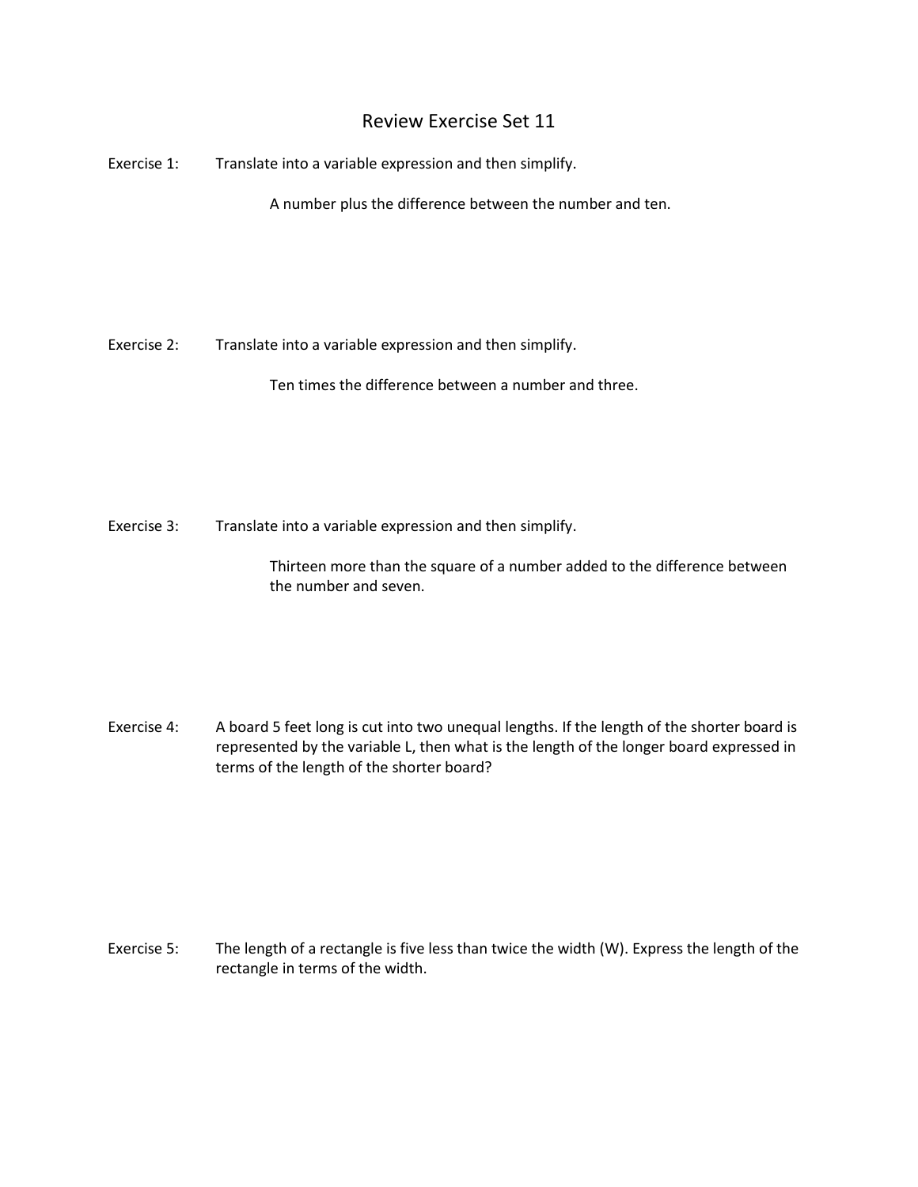# Review Exercise Set 11

Exercise 1: Translate into a variable expression and then simplify.

A number plus the difference between the number and ten.

Exercise 2: Translate into a variable expression and then simplify.

Ten times the difference between a number and three.

Exercise 3: Translate into a variable expression and then simplify.

Thirteen more than the square of a number added to the difference between the number and seven.

Exercise 4: A board 5 feet long is cut into two unequal lengths. If the length of the shorter board is represented by the variable L, then what is the length of the longer board expressed in terms of the length of the shorter board?

Exercise 5: The length of a rectangle is five less than twice the width (W). Express the length of the rectangle in terms of the width.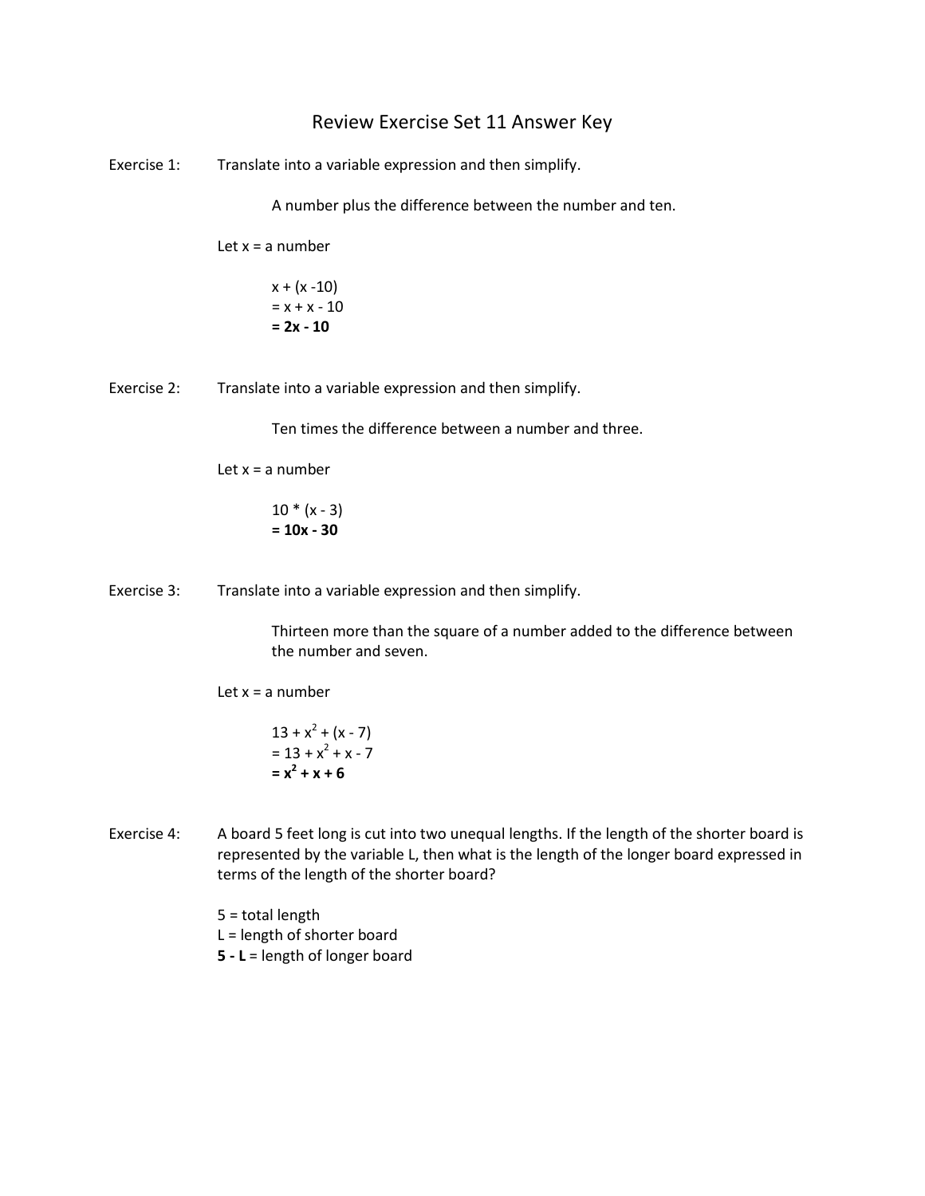# Review Exercise Set 11 Answer Key

Exercise 1: Translate into a variable expression and then simplify.

A number plus the difference between the number and ten.

Let x = a number

$x + (x - 10)$
$= x + x - 10$
$\mathbf{= 2x - 10}$

Exercise 2: Translate into a variable expression and then simplify.

Ten times the difference between a number and three.

Let x = a number

$10 * (x - 3)$
$\mathbf{= 10x - 30}$

Exercise 3: Translate into a variable expression and then simplify.

Thirteen more than the square of a number added to the difference between the number and seven.

Let x = a number

$13 + x^2 + (x - 7)$
$= 13 + x^2 + x - 7$
$\mathbf{= x^2 + x + 6}$

Exercise 4: A board 5 feet long is cut into two unequal lengths. If the length of the shorter board is represented by the variable L, then what is the length of the longer board expressed in terms of the length of the shorter board?

5 = total length
L = length of shorter board
**5 - L** = length of longer board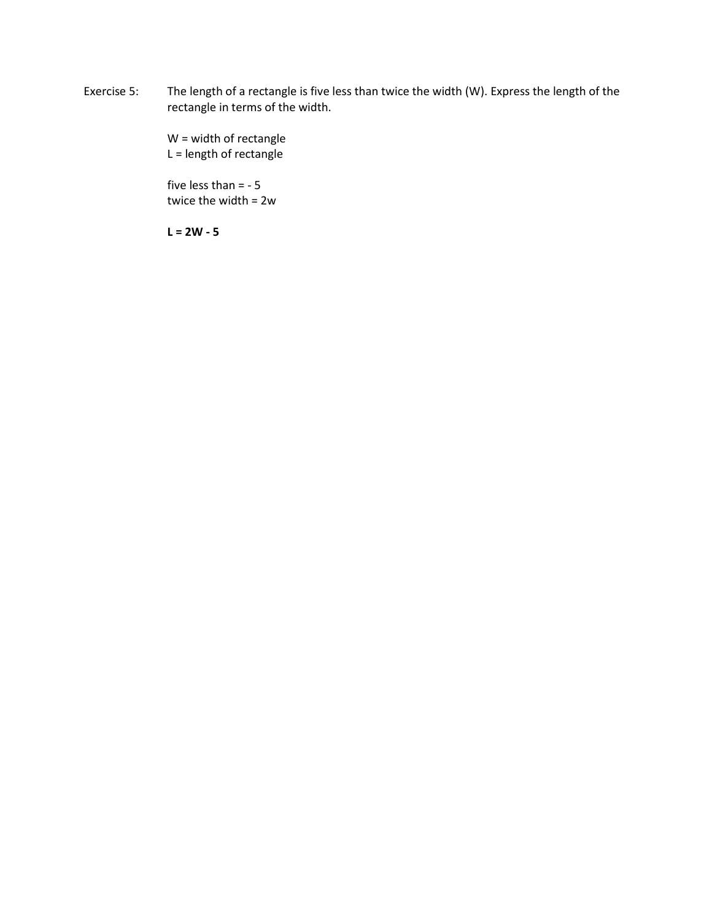Exercise 5: The length of a rectangle is five less than twice the width ($W$). Express the length of the rectangle in terms of the width.

$W$ = width of rectangle
$L$ = length of rectangle

five less than = $-5$
twice the width = $2w$

**$L = 2W - 5$**